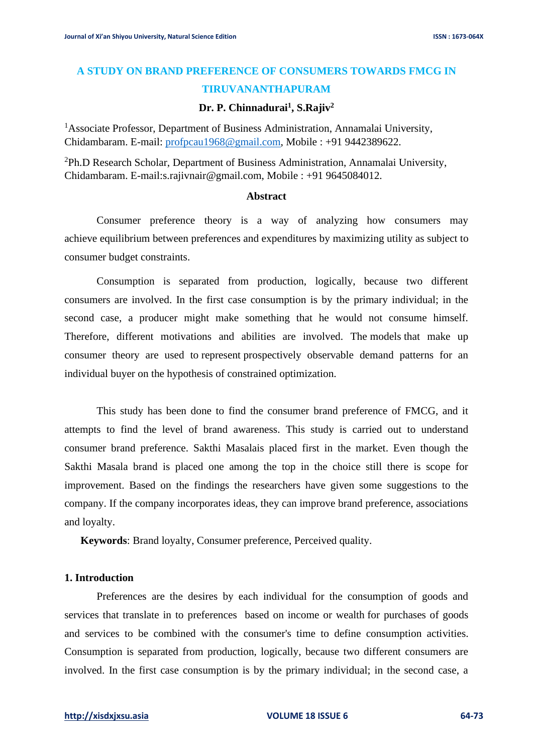# A STUDY ON BRAND PREFERENCE OF CONSUMERS TOWARDS FMCG IN TIRUVANANTHAPURAM

**Dr. P. Chinnadurai[1], S.Rajiv[2]**

[1]Associate Professor, Department of Business Administration, Annamalai University, Chidambaram. E-mail: profpcau1968@gmail.com, Mobile : +91 9442389622.

[2]Ph.D Research Scholar, Department of Business Administration, Annamalai University, Chidambaram. E-mail:s.rajivnair@gmail.com, Mobile : +91 9645084012.

## Abstract

Consumer preference theory is a way of analyzing how consumers may achieve equilibrium between preferences and expenditures by maximizing utility as subject to consumer budget constraints.

Consumption is separated from production, logically, because two different consumers are involved. In the first case consumption is by the primary individual; in the second case, a producer might make something that he would not consume himself. Therefore, different motivations and abilities are involved. The models that make up consumer theory are used to represent prospectively observable demand patterns for an individual buyer on the hypothesis of constrained optimization.

This study has been done to find the consumer brand preference of FMCG, and it attempts to find the level of brand awareness. This study is carried out to understand consumer brand preference. Sakthi Masalais placed first in the market. Even though the Sakthi Masala brand is placed one among the top in the choice still there is scope for improvement. Based on the findings the researchers have given some suggestions to the company. If the company incorporates ideas, they can improve brand preference, associations and loyalty.

**Keywords**: Brand loyalty, Consumer preference, Perceived quality.

## 1. Introduction

Preferences are the desires by each individual for the consumption of goods and services that translate in to preferences based on income or wealth for purchases of goods and services to be combined with the consumer's time to define consumption activities. Consumption is separated from production, logically, because two different consumers are involved. In the first case consumption is by the primary individual; in the second case, a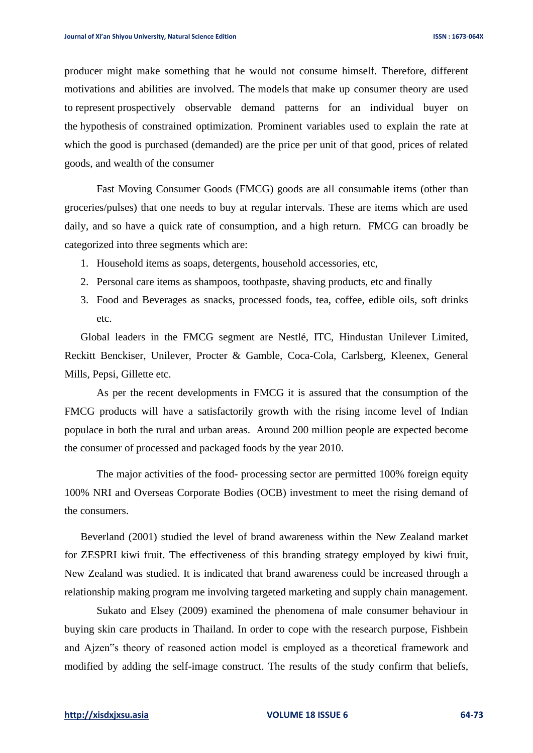producer might make something that he would not consume himself. Therefore, different motivations and abilities are involved. The models that make up consumer theory are used to represent prospectively observable demand patterns for an individual buyer on the hypothesis of constrained optimization. Prominent variables used to explain the rate at which the good is purchased (demanded) are the price per unit of that good, prices of related goods, and wealth of the consumer

Fast Moving Consumer Goods (FMCG) goods are all consumable items (other than groceries/pulses) that one needs to buy at regular intervals. These are items which are used daily, and so have a quick rate of consumption, and a high return. FMCG can broadly be categorized into three segments which are:

1. Household items as soaps, detergents, household accessories, etc,
2. Personal care items as shampoos, toothpaste, shaving products, etc and finally
3. Food and Beverages as snacks, processed foods, tea, coffee, edible oils, soft drinks etc.

Global leaders in the FMCG segment are Nestlé, ITC, Hindustan Unilever Limited, Reckitt Benckiser, Unilever, Procter & Gamble, Coca-Cola, Carlsberg, Kleenex, General Mills, Pepsi, Gillette etc.

As per the recent developments in FMCG it is assured that the consumption of the FMCG products will have a satisfactorily growth with the rising income level of Indian populace in both the rural and urban areas. Around 200 million people are expected become the consumer of processed and packaged foods by the year 2010.

The major activities of the food- processing sector are permitted 100% foreign equity 100% NRI and Overseas Corporate Bodies (OCB) investment to meet the rising demand of the consumers.

Beverland (2001) studied the level of brand awareness within the New Zealand market for ZESPRI kiwi fruit. The effectiveness of this branding strategy employed by kiwi fruit, New Zealand was studied. It is indicated that brand awareness could be increased through a relationship making program me involving targeted marketing and supply chain management.

Sukato and Elsey (2009) examined the phenomena of male consumer behaviour in buying skin care products in Thailand. In order to cope with the research purpose, Fishbein and Ajzen‟s theory of reasoned action model is employed as a theoretical framework and modified by adding the self-image construct. The results of the study confirm that beliefs,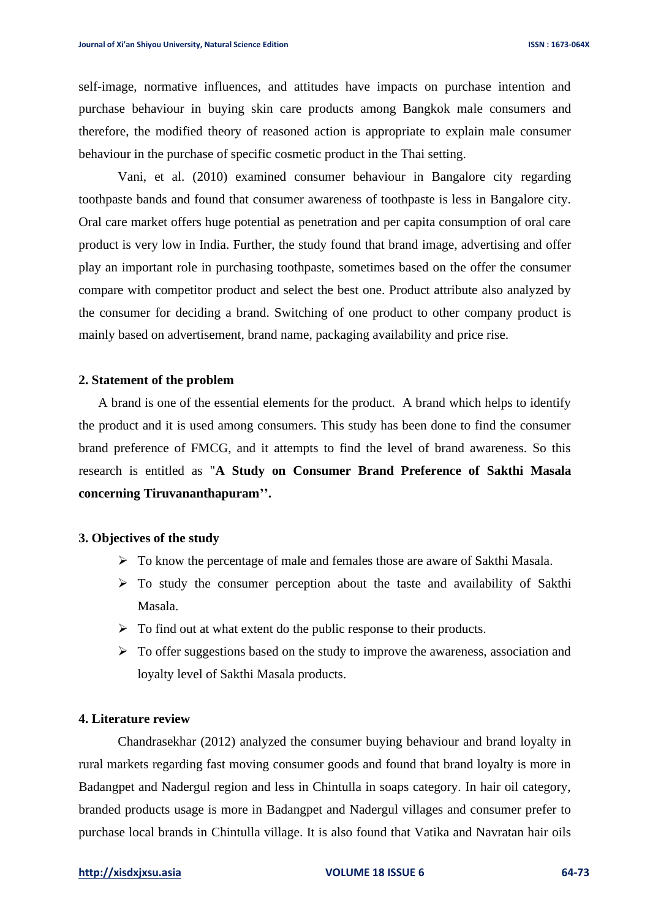self-image, normative influences, and attitudes have impacts on purchase intention and purchase behaviour in buying skin care products among Bangkok male consumers and therefore, the modified theory of reasoned action is appropriate to explain male consumer behaviour in the purchase of specific cosmetic product in the Thai setting.

Vani, et al. (2010) examined consumer behaviour in Bangalore city regarding toothpaste bands and found that consumer awareness of toothpaste is less in Bangalore city. Oral care market offers huge potential as penetration and per capita consumption of oral care product is very low in India. Further, the study found that brand image, advertising and offer play an important role in purchasing toothpaste, sometimes based on the offer the consumer compare with competitor product and select the best one. Product attribute also analyzed by the consumer for deciding a brand. Switching of one product to other company product is mainly based on advertisement, brand name, packaging availability and price rise.

## 2. Statement of the problem

A brand is one of the essential elements for the product. A brand which helps to identify the product and it is used among consumers. This study has been done to find the consumer brand preference of FMCG, and it attempts to find the level of brand awareness. So this research is entitled as "**A Study on Consumer Brand Preference of Sakthi Masala concerning Tiruvananthapuram''.**

## 3. Objectives of the study

- To know the percentage of male and females those are aware of Sakthi Masala.
- To study the consumer perception about the taste and availability of Sakthi Masala.
- To find out at what extent do the public response to their products.
- To offer suggestions based on the study to improve the awareness, association and loyalty level of Sakthi Masala products.

## 4. Literature review

Chandrasekhar (2012) analyzed the consumer buying behaviour and brand loyalty in rural markets regarding fast moving consumer goods and found that brand loyalty is more in Badangpet and Nadergul region and less in Chintulla in soaps category. In hair oil category, branded products usage is more in Badangpet and Nadergul villages and consumer prefer to purchase local brands in Chintulla village. It is also found that Vatika and Navratan hair oils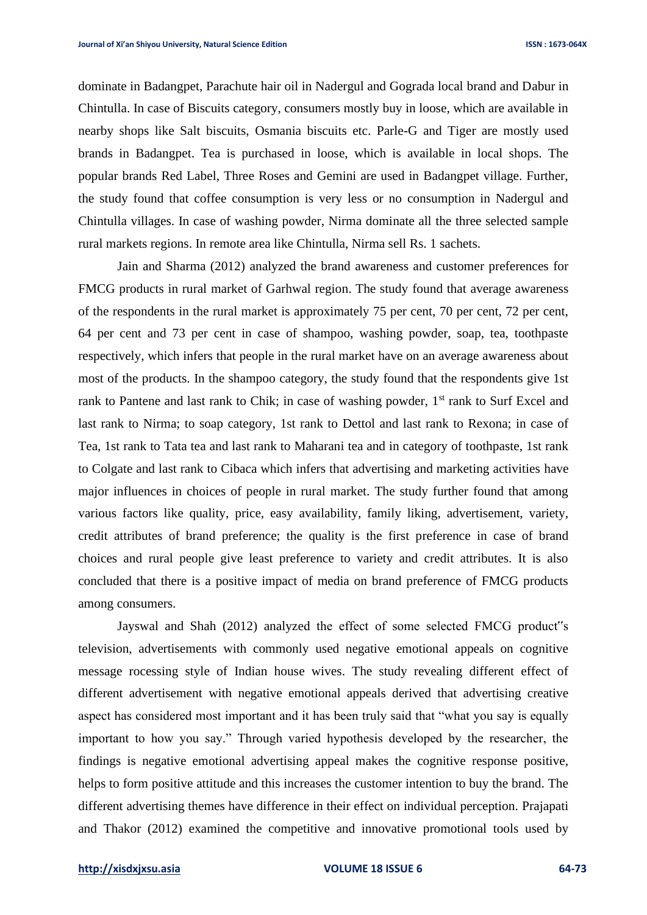dominate in Badangpet, Parachute hair oil in Nadergul and Gograda local brand and Dabur in Chintulla. In case of Biscuits category, consumers mostly buy in loose, which are available in nearby shops like Salt biscuits, Osmania biscuits etc. Parle-G and Tiger are mostly used brands in Badangpet. Tea is purchased in loose, which is available in local shops. The popular brands Red Label, Three Roses and Gemini are used in Badangpet village. Further, the study found that coffee consumption is very less or no consumption in Nadergul and Chintulla villages. In case of washing powder, Nirma dominate all the three selected sample rural markets regions. In remote area like Chintulla, Nirma sell Rs. 1 sachets.

Jain and Sharma (2012) analyzed the brand awareness and customer preferences for FMCG products in rural market of Garhwal region. The study found that average awareness of the respondents in the rural market is approximately 75 per cent, 70 per cent, 72 per cent, 64 per cent and 73 per cent in case of shampoo, washing powder, soap, tea, toothpaste respectively, which infers that people in the rural market have on an average awareness about most of the products. In the shampoo category, the study found that the respondents give 1st rank to Pantene and last rank to Chik; in case of washing powder, 1st rank to Surf Excel and last rank to Nirma; to soap category, 1st rank to Dettol and last rank to Rexona; in case of Tea, 1st rank to Tata tea and last rank to Maharani tea and in category of toothpaste, 1st rank to Colgate and last rank to Cibaca which infers that advertising and marketing activities have major influences in choices of people in rural market. The study further found that among various factors like quality, price, easy availability, family liking, advertisement, variety, credit attributes of brand preference; the quality is the first preference in case of brand choices and rural people give least preference to variety and credit attributes. It is also concluded that there is a positive impact of media on brand preference of FMCG products among consumers.

Jayswal and Shah (2012) analyzed the effect of some selected FMCG product"s television, advertisements with commonly used negative emotional appeals on cognitive message rocessing style of Indian house wives. The study revealing different effect of different advertisement with negative emotional appeals derived that advertising creative aspect has considered most important and it has been truly said that "what you say is equally important to how you say." Through varied hypothesis developed by the researcher, the findings is negative emotional advertising appeal makes the cognitive response positive, helps to form positive attitude and this increases the customer intention to buy the brand. The different advertising themes have difference in their effect on individual perception. Prajapati and Thakor (2012) examined the competitive and innovative promotional tools used by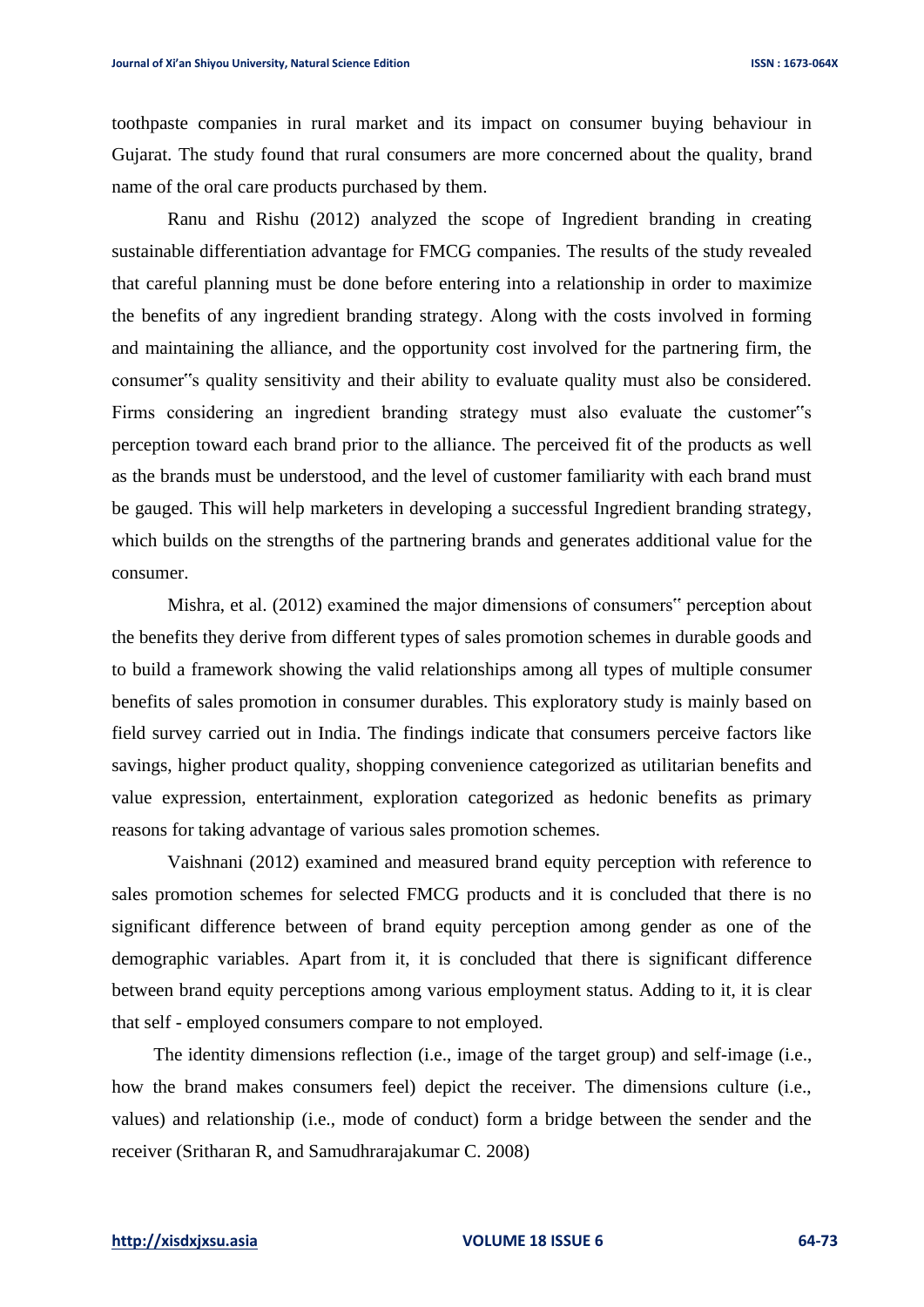toothpaste companies in rural market and its impact on consumer buying behaviour in Gujarat. The study found that rural consumers are more concerned about the quality, brand name of the oral care products purchased by them.

Ranu and Rishu (2012) analyzed the scope of Ingredient branding in creating sustainable differentiation advantage for FMCG companies. The results of the study revealed that careful planning must be done before entering into a relationship in order to maximize the benefits of any ingredient branding strategy. Along with the costs involved in forming and maintaining the alliance, and the opportunity cost involved for the partnering firm, the consumer"s quality sensitivity and their ability to evaluate quality must also be considered. Firms considering an ingredient branding strategy must also evaluate the customer"s perception toward each brand prior to the alliance. The perceived fit of the products as well as the brands must be understood, and the level of customer familiarity with each brand must be gauged. This will help marketers in developing a successful Ingredient branding strategy, which builds on the strengths of the partnering brands and generates additional value for the consumer.

Mishra, et al. (2012) examined the major dimensions of consumers" perception about the benefits they derive from different types of sales promotion schemes in durable goods and to build a framework showing the valid relationships among all types of multiple consumer benefits of sales promotion in consumer durables. This exploratory study is mainly based on field survey carried out in India. The findings indicate that consumers perceive factors like savings, higher product quality, shopping convenience categorized as utilitarian benefits and value expression, entertainment, exploration categorized as hedonic benefits as primary reasons for taking advantage of various sales promotion schemes.

Vaishnani (2012) examined and measured brand equity perception with reference to sales promotion schemes for selected FMCG products and it is concluded that there is no significant difference between of brand equity perception among gender as one of the demographic variables. Apart from it, it is concluded that there is significant difference between brand equity perceptions among various employment status. Adding to it, it is clear that self - employed consumers compare to not employed.

The identity dimensions reflection (i.e., image of the target group) and self-image (i.e., how the brand makes consumers feel) depict the receiver. The dimensions culture (i.e., values) and relationship (i.e., mode of conduct) form a bridge between the sender and the receiver (Sritharan R, and Samudhrarajakumar C. 2008)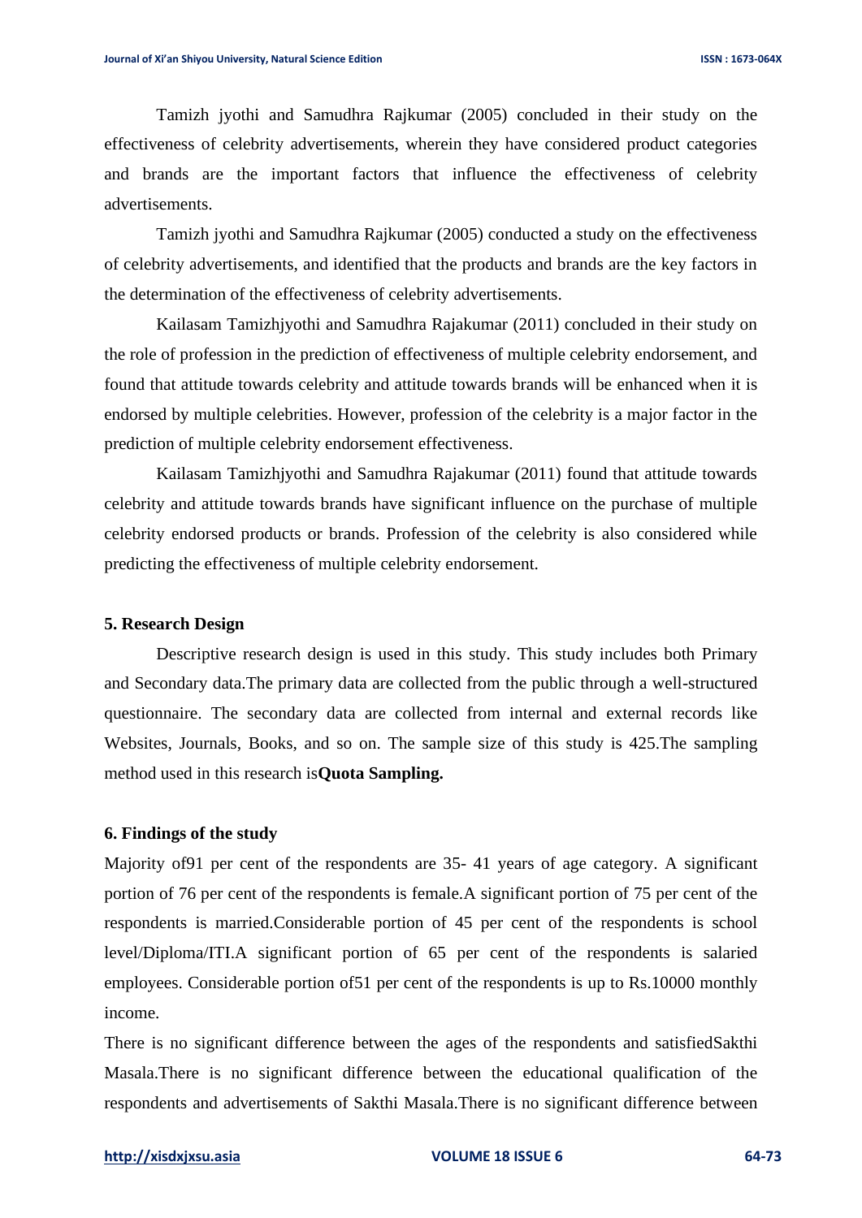Tamizh jyothi and Samudhra Rajkumar (2005) concluded in their study on the effectiveness of celebrity advertisements, wherein they have considered product categories and brands are the important factors that influence the effectiveness of celebrity advertisements.

Tamizh jyothi and Samudhra Rajkumar (2005) conducted a study on the effectiveness of celebrity advertisements, and identified that the products and brands are the key factors in the determination of the effectiveness of celebrity advertisements.

Kailasam Tamizhjyothi and Samudhra Rajakumar (2011) concluded in their study on the role of profession in the prediction of effectiveness of multiple celebrity endorsement, and found that attitude towards celebrity and attitude towards brands will be enhanced when it is endorsed by multiple celebrities. However, profession of the celebrity is a major factor in the prediction of multiple celebrity endorsement effectiveness.

Kailasam Tamizhjyothi and Samudhra Rajakumar (2011) found that attitude towards celebrity and attitude towards brands have significant influence on the purchase of multiple celebrity endorsed products or brands. Profession of the celebrity is also considered while predicting the effectiveness of multiple celebrity endorsement.

## 5. Research Design

Descriptive research design is used in this study. This study includes both Primary and Secondary data.The primary data are collected from the public through a well-structured questionnaire. The secondary data are collected from internal and external records like Websites, Journals, Books, and so on. The sample size of this study is 425.The sampling method used in this research is**Quota Sampling.**

## 6. Findings of the study

Majority of91 per cent of the respondents are 35- 41 years of age category. A significant portion of 76 per cent of the respondents is female.A significant portion of 75 per cent of the respondents is married.Considerable portion of 45 per cent of the respondents is school level/Diploma/ITI.A significant portion of 65 per cent of the respondents is salaried employees. Considerable portion of51 per cent of the respondents is up to Rs.10000 monthly income.

There is no significant difference between the ages of the respondents and satisfiedSakthi Masala.There is no significant difference between the educational qualification of the respondents and advertisements of Sakthi Masala.There is no significant difference between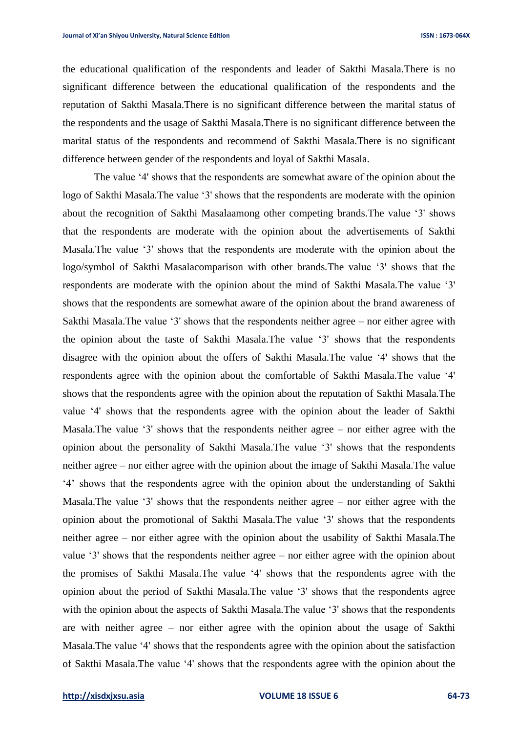the educational qualification of the respondents and leader of Sakthi Masala.There is no significant difference between the educational qualification of the respondents and the reputation of Sakthi Masala.There is no significant difference between the marital status of the respondents and the usage of Sakthi Masala.There is no significant difference between the marital status of the respondents and recommend of Sakthi Masala.There is no significant difference between gender of the respondents and loyal of Sakthi Masala.

The value '4' shows that the respondents are somewhat aware of the opinion about the logo of Sakthi Masala.The value '3' shows that the respondents are moderate with the opinion about the recognition of Sakthi Masalaamong other competing brands.The value '3' shows that the respondents are moderate with the opinion about the advertisements of Sakthi Masala.The value '3' shows that the respondents are moderate with the opinion about the logo/symbol of Sakthi Masalacomparison with other brands.The value '3' shows that the respondents are moderate with the opinion about the mind of Sakthi Masala.The value '3' shows that the respondents are somewhat aware of the opinion about the brand awareness of Sakthi Masala.The value '3' shows that the respondents neither agree – nor either agree with the opinion about the taste of Sakthi Masala.The value '3' shows that the respondents disagree with the opinion about the offers of Sakthi Masala.The value '4' shows that the respondents agree with the opinion about the comfortable of Sakthi Masala.The value '4' shows that the respondents agree with the opinion about the reputation of Sakthi Masala.The value '4' shows that the respondents agree with the opinion about the leader of Sakthi Masala.The value '3' shows that the respondents neither agree – nor either agree with the opinion about the personality of Sakthi Masala.The value '3' shows that the respondents neither agree – nor either agree with the opinion about the image of Sakthi Masala.The value '4' shows that the respondents agree with the opinion about the understanding of Sakthi Masala.The value '3' shows that the respondents neither agree – nor either agree with the opinion about the promotional of Sakthi Masala.The value '3' shows that the respondents neither agree – nor either agree with the opinion about the usability of Sakthi Masala.The value '3' shows that the respondents neither agree – nor either agree with the opinion about the promises of Sakthi Masala.The value '4' shows that the respondents agree with the opinion about the period of Sakthi Masala.The value '3' shows that the respondents agree with the opinion about the aspects of Sakthi Masala.The value '3' shows that the respondents are with neither agree – nor either agree with the opinion about the usage of Sakthi Masala.The value '4' shows that the respondents agree with the opinion about the satisfaction of Sakthi Masala.The value '4' shows that the respondents agree with the opinion about the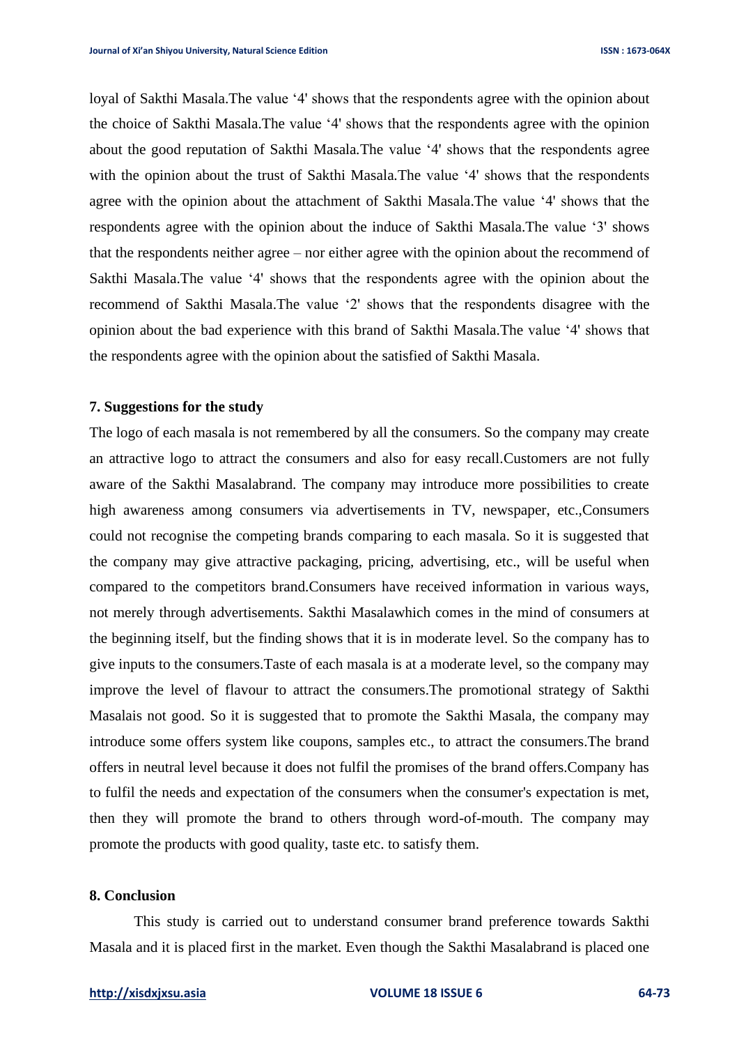loyal of Sakthi Masala.The value ‘4' shows that the respondents agree with the opinion about the choice of Sakthi Masala.The value ‘4' shows that the respondents agree with the opinion about the good reputation of Sakthi Masala.The value ‘4' shows that the respondents agree with the opinion about the trust of Sakthi Masala.The value ‘4' shows that the respondents agree with the opinion about the attachment of Sakthi Masala.The value ‘4' shows that the respondents agree with the opinion about the induce of Sakthi Masala.The value ‘3' shows that the respondents neither agree – nor either agree with the opinion about the recommend of Sakthi Masala.The value ‘4' shows that the respondents agree with the opinion about the recommend of Sakthi Masala.The value ‘2' shows that the respondents disagree with the opinion about the bad experience with this brand of Sakthi Masala.The value ‘4' shows that the respondents agree with the opinion about the satisfied of Sakthi Masala.

## 7. Suggestions for the study

The logo of each masala is not remembered by all the consumers. So the company may create an attractive logo to attract the consumers and also for easy recall.Customers are not fully aware of the Sakthi Masalabrand. The company may introduce more possibilities to create high awareness among consumers via advertisements in TV, newspaper, etc.,Consumers could not recognise the competing brands comparing to each masala. So it is suggested that the company may give attractive packaging, pricing, advertising, etc., will be useful when compared to the competitors brand.Consumers have received information in various ways, not merely through advertisements. Sakthi Masalawhich comes in the mind of consumers at the beginning itself, but the finding shows that it is in moderate level. So the company has to give inputs to the consumers.Taste of each masala is at a moderate level, so the company may improve the level of flavour to attract the consumers.The promotional strategy of Sakthi Masalais not good. So it is suggested that to promote the Sakthi Masala, the company may introduce some offers system like coupons, samples etc., to attract the consumers.The brand offers in neutral level because it does not fulfil the promises of the brand offers.Company has to fulfil the needs and expectation of the consumers when the consumer's expectation is met, then they will promote the brand to others through word-of-mouth. The company may promote the products with good quality, taste etc. to satisfy them.

## 8. Conclusion

This study is carried out to understand consumer brand preference towards Sakthi Masala and it is placed first in the market. Even though the Sakthi Masalabrand is placed one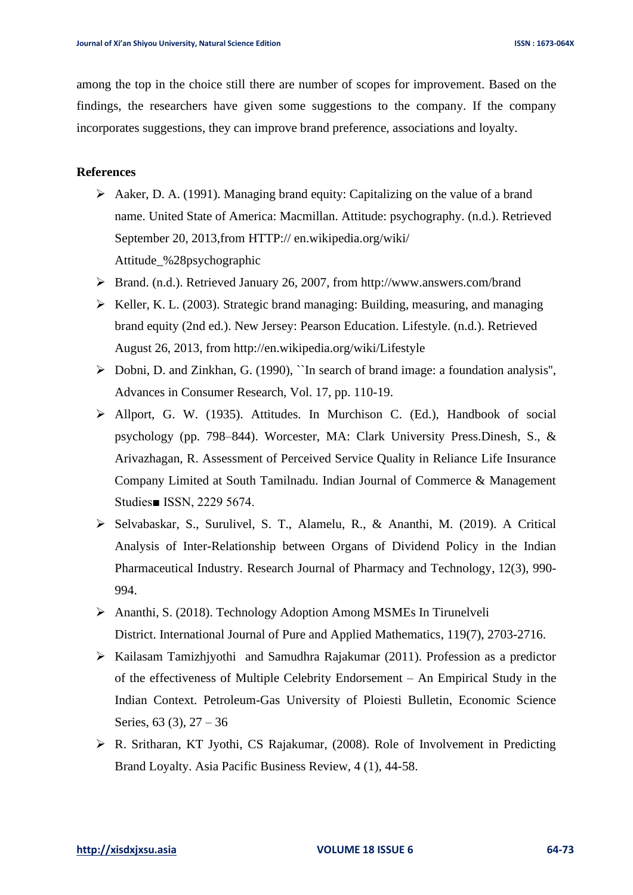among the top in the choice still there are number of scopes for improvement. Based on the findings, the researchers have given some suggestions to the company. If the company incorporates suggestions, they can improve brand preference, associations and loyalty.

**References**

- Aaker, D. A. (1991). Managing brand equity: Capitalizing on the value of a brand name. United State of America: Macmillan. Attitude: psychography. (n.d.). Retrieved September 20, 2013,from HTTP:// en.wikipedia.org/wiki/ Attitude_%28psychographic
- Brand. (n.d.). Retrieved January 26, 2007, from http://www.answers.com/brand
- Keller, K. L. (2003). Strategic brand managing: Building, measuring, and managing brand equity (2nd ed.). New Jersey: Pearson Education. Lifestyle. (n.d.). Retrieved August 26, 2013, from http://en.wikipedia.org/wiki/Lifestyle
- Dobni, D. and Zinkhan, G. (1990), ``In search of brand image: a foundation analysis'', Advances in Consumer Research, Vol. 17, pp. 110-19.
- Allport, G. W. (1935). Attitudes. In Murchison C. (Ed.), Handbook of social psychology (pp. 798–844). Worcester, MA: Clark University Press.Dinesh, S., & Arivazhagan, R. Assessment of Perceived Service Quality in Reliance Life Insurance Company Limited at South Tamilnadu. Indian Journal of Commerce & Management Studies■ ISSN, 2229 5674.
- Selvabaskar, S., Surulivel, S. T., Alamelu, R., & Ananthi, M. (2019). A Critical Analysis of Inter-Relationship between Organs of Dividend Policy in the Indian Pharmaceutical Industry. Research Journal of Pharmacy and Technology, 12(3), 990-994.
- Ananthi, S. (2018). Technology Adoption Among MSMEs In Tirunelveli District. International Journal of Pure and Applied Mathematics, 119(7), 2703-2716.
- Kailasam Tamizhjyothi and Samudhra Rajakumar (2011). Profession as a predictor of the effectiveness of Multiple Celebrity Endorsement – An Empirical Study in the Indian Context. Petroleum-Gas University of Ploiesti Bulletin, Economic Science Series, 63 (3), 27 – 36
- R. Sritharan, KT Jyothi, CS Rajakumar, (2008). Role of Involvement in Predicting Brand Loyalty. Asia Pacific Business Review, 4 (1), 44-58.